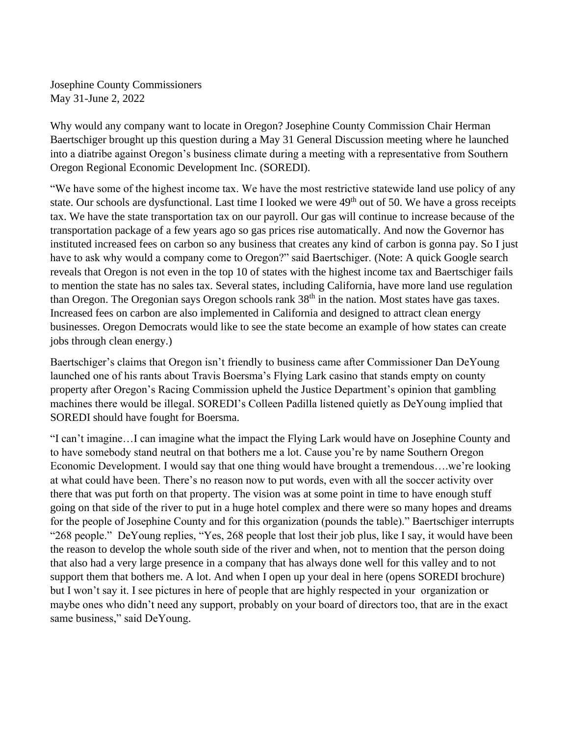Josephine County Commissioners
May 31-June 2, 2022

Why would any company want to locate in Oregon? Josephine County Commission Chair Herman Baertschiger brought up this question during a May 31 General Discussion meeting where he launched into a diatribe against Oregon's business climate during a meeting with a representative from Southern Oregon Regional Economic Development Inc. (SOREDI).

"We have some of the highest income tax. We have the most restrictive statewide land use policy of any state. Our schools are dysfunctional. Last time I looked we were 49th out of 50. We have a gross receipts tax. We have the state transportation tax on our payroll. Our gas will continue to increase because of the transportation package of a few years ago so gas prices rise automatically. And now the Governor has instituted increased fees on carbon so any business that creates any kind of carbon is gonna pay. So I just have to ask why would a company come to Oregon?" said Baertschiger. (Note: A quick Google search reveals that Oregon is not even in the top 10 of states with the highest income tax and Baertschiger fails to mention the state has no sales tax. Several states, including California, have more land use regulation than Oregon. The Oregonian says Oregon schools rank 38th in the nation. Most states have gas taxes. Increased fees on carbon are also implemented in California and designed to attract clean energy businesses. Oregon Democrats would like to see the state become an example of how states can create jobs through clean energy.)

Baertschiger's claims that Oregon isn't friendly to business came after Commissioner Dan DeYoung launched one of his rants about Travis Boersma's Flying Lark casino that stands empty on county property after Oregon's Racing Commission upheld the Justice Department's opinion that gambling machines there would be illegal. SOREDI's Colleen Padilla listened quietly as DeYoung implied that SOREDI should have fought for Boersma.

"I can't imagine…I can imagine what the impact the Flying Lark would have on Josephine County and to have somebody stand neutral on that bothers me a lot. Cause you're by name Southern Oregon Economic Development. I would say that one thing would have brought a tremendous….we're looking at what could have been. There's no reason now to put words, even with all the soccer activity over there that was put forth on that property. The vision was at some point in time to have enough stuff going on that side of the river to put in a huge hotel complex and there were so many hopes and dreams for the people of Josephine County and for this organization (pounds the table)." Baertschiger interrupts "268 people." DeYoung replies, "Yes, 268 people that lost their job plus, like I say, it would have been the reason to develop the whole south side of the river and when, not to mention that the person doing that also had a very large presence in a company that has always done well for this valley and to not support them that bothers me. A lot. And when I open up your deal in here (opens SOREDI brochure) but I won't say it. I see pictures in here of people that are highly respected in your organization or maybe ones who didn't need any support, probably on your board of directors too, that are in the exact same business," said DeYoung.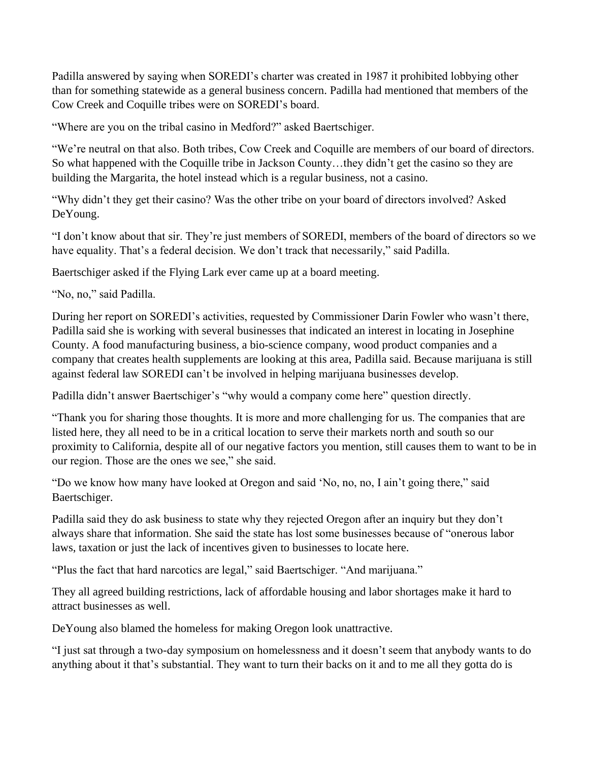Padilla answered by saying when SOREDI's charter was created in 1987 it prohibited lobbying other than for something statewide as a general business concern. Padilla had mentioned that members of the Cow Creek and Coquille tribes were on SOREDI's board.

"Where are you on the tribal casino in Medford?" asked Baertschiger.

"We're neutral on that also. Both tribes, Cow Creek and Coquille are members of our board of directors. So what happened with the Coquille tribe in Jackson County…they didn't get the casino so they are building the Margarita, the hotel instead which is a regular business, not a casino.

"Why didn't they get their casino? Was the other tribe on your board of directors involved? Asked DeYoung.

"I don't know about that sir. They're just members of SOREDI, members of the board of directors so we have equality. That's a federal decision. We don't track that necessarily," said Padilla.

Baertschiger asked if the Flying Lark ever came up at a board meeting.

"No, no," said Padilla.

During her report on SOREDI's activities, requested by Commissioner Darin Fowler who wasn't there, Padilla said she is working with several businesses that indicated an interest in locating in Josephine County. A food manufacturing business, a bio-science company, wood product companies and a company that creates health supplements are looking at this area, Padilla said. Because marijuana is still against federal law SOREDI can't be involved in helping marijuana businesses develop.

Padilla didn't answer Baertschiger's "why would a company come here" question directly.

"Thank you for sharing those thoughts. It is more and more challenging for us. The companies that are listed here, they all need to be in a critical location to serve their markets north and south so our proximity to California, despite all of our negative factors you mention, still causes them to want to be in our region. Those are the ones we see," she said.

"Do we know how many have looked at Oregon and said 'No, no, no, I ain't going there," said Baertschiger.

Padilla said they do ask business to state why they rejected Oregon after an inquiry but they don't always share that information. She said the state has lost some businesses because of "onerous labor laws, taxation or just the lack of incentives given to businesses to locate here.

"Plus the fact that hard narcotics are legal," said Baertschiger. "And marijuana."

They all agreed building restrictions, lack of affordable housing and labor shortages make it hard to attract businesses as well.

DeYoung also blamed the homeless for making Oregon look unattractive.

"I just sat through a two-day symposium on homelessness and it doesn't seem that anybody wants to do anything about it that's substantial. They want to turn their backs on it and to me all they gotta do is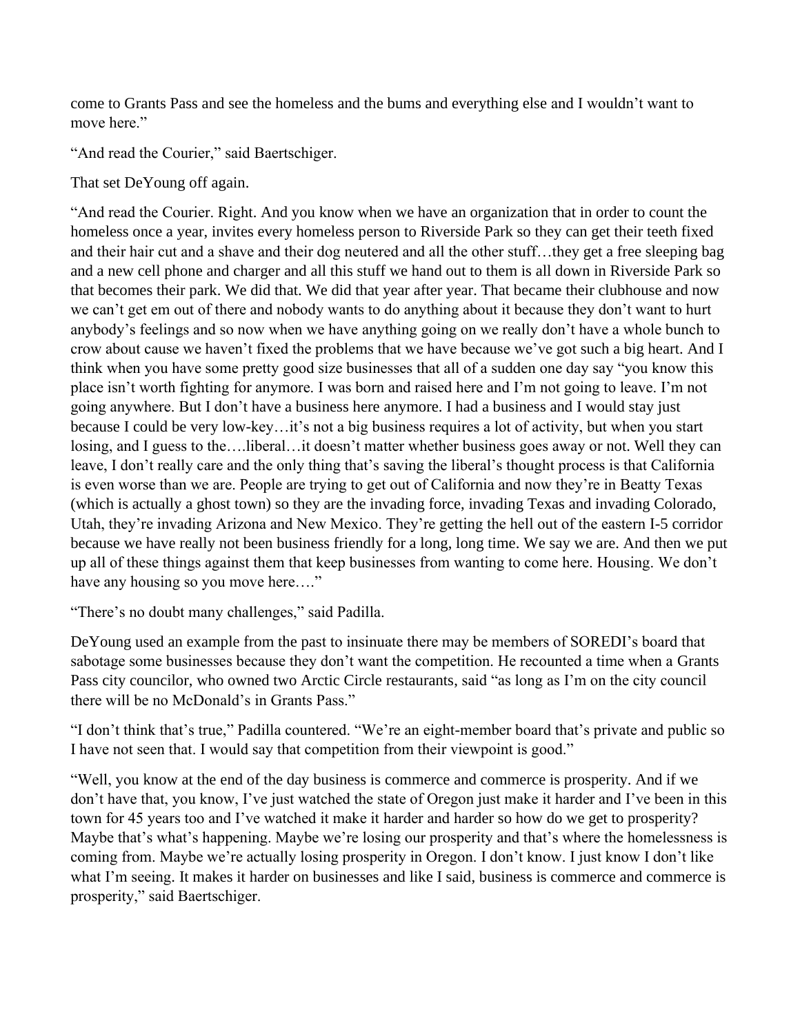come to Grants Pass and see the homeless and the bums and everything else and I wouldn't want to move here."

"And read the Courier," said Baertschiger.

That set DeYoung off again.

"And read the Courier. Right. And you know when we have an organization that in order to count the homeless once a year, invites every homeless person to Riverside Park so they can get their teeth fixed and their hair cut and a shave and their dog neutered and all the other stuff…they get a free sleeping bag and a new cell phone and charger and all this stuff we hand out to them is all down in Riverside Park so that becomes their park. We did that. We did that year after year. That became their clubhouse and now we can't get em out of there and nobody wants to do anything about it because they don't want to hurt anybody's feelings and so now when we have anything going on we really don't have a whole bunch to crow about cause we haven't fixed the problems that we have because we've got such a big heart. And I think when you have some pretty good size businesses that all of a sudden one day say "you know this place isn't worth fighting for anymore. I was born and raised here and I'm not going to leave. I'm not going anywhere. But I don't have a business here anymore. I had a business and I would stay just because I could be very low-key…it's not a big business requires a lot of activity, but when you start losing, and I guess to the….liberal…it doesn't matter whether business goes away or not. Well they can leave, I don't really care and the only thing that's saving the liberal's thought process is that California is even worse than we are. People are trying to get out of California and now they're in Beatty Texas (which is actually a ghost town) so they are the invading force, invading Texas and invading Colorado, Utah, they're invading Arizona and New Mexico. They're getting the hell out of the eastern I-5 corridor because we have really not been business friendly for a long, long time. We say we are. And then we put up all of these things against them that keep businesses from wanting to come here. Housing. We don't have any housing so you move here…."

"There's no doubt many challenges," said Padilla.

DeYoung used an example from the past to insinuate there may be members of SOREDI's board that sabotage some businesses because they don't want the competition. He recounted a time when a Grants Pass city councilor, who owned two Arctic Circle restaurants, said "as long as I'm on the city council there will be no McDonald's in Grants Pass."

"I don't think that's true," Padilla countered. "We're an eight-member board that's private and public so I have not seen that. I would say that competition from their viewpoint is good."

"Well, you know at the end of the day business is commerce and commerce is prosperity. And if we don't have that, you know, I've just watched the state of Oregon just make it harder and I've been in this town for 45 years too and I've watched it make it harder and harder so how do we get to prosperity? Maybe that's what's happening. Maybe we're losing our prosperity and that's where the homelessness is coming from. Maybe we're actually losing prosperity in Oregon. I don't know. I just know I don't like what I'm seeing. It makes it harder on businesses and like I said, business is commerce and commerce is prosperity," said Baertschiger.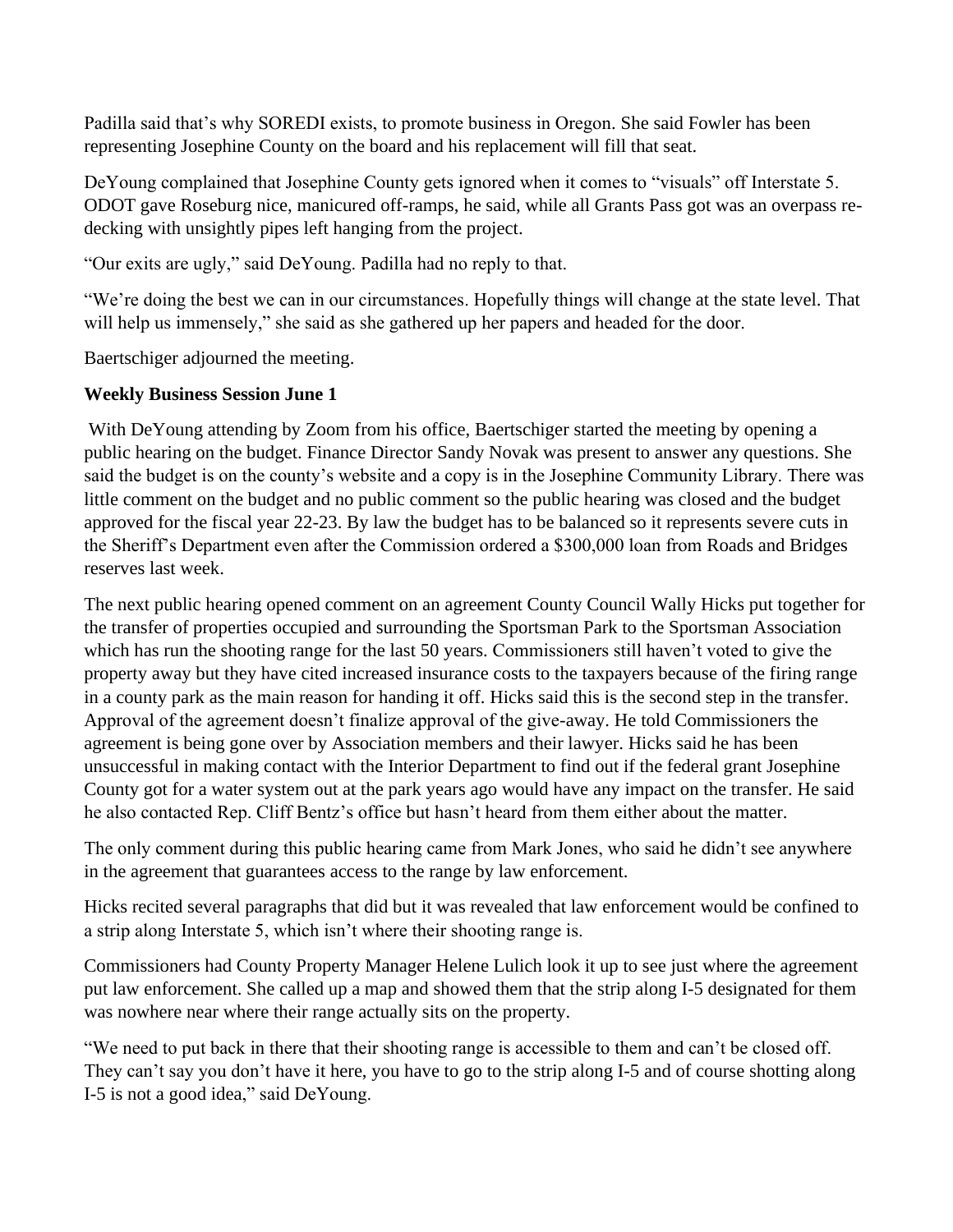Padilla said that's why SOREDI exists, to promote business in Oregon. She said Fowler has been representing Josephine County on the board and his replacement will fill that seat.

DeYoung complained that Josephine County gets ignored when it comes to "visuals" off Interstate 5. ODOT gave Roseburg nice, manicured off-ramps, he said, while all Grants Pass got was an overpass re-decking with unsightly pipes left hanging from the project.

"Our exits are ugly," said DeYoung. Padilla had no reply to that.

"We're doing the best we can in our circumstances. Hopefully things will change at the state level. That will help us immensely," she said as she gathered up her papers and headed for the door.

Baertschiger adjourned the meeting.

**Weekly Business Session June 1**

With DeYoung attending by Zoom from his office, Baertschiger started the meeting by opening a public hearing on the budget. Finance Director Sandy Novak was present to answer any questions. She said the budget is on the county's website and a copy is in the Josephine Community Library. There was little comment on the budget and no public comment so the public hearing was closed and the budget approved for the fiscal year 22-23. By law the budget has to be balanced so it represents severe cuts in the Sheriff's Department even after the Commission ordered a $300,000 loan from Roads and Bridges reserves last week.

The next public hearing opened comment on an agreement County Council Wally Hicks put together for the transfer of properties occupied and surrounding the Sportsman Park to the Sportsman Association which has run the shooting range for the last 50 years. Commissioners still haven't voted to give the property away but they have cited increased insurance costs to the taxpayers because of the firing range in a county park as the main reason for handing it off. Hicks said this is the second step in the transfer. Approval of the agreement doesn't finalize approval of the give-away. He told Commissioners the agreement is being gone over by Association members and their lawyer. Hicks said he has been unsuccessful in making contact with the Interior Department to find out if the federal grant Josephine County got for a water system out at the park years ago would have any impact on the transfer. He said he also contacted Rep. Cliff Bentz's office but hasn't heard from them either about the matter.

The only comment during this public hearing came from Mark Jones, who said he didn't see anywhere in the agreement that guarantees access to the range by law enforcement.

Hicks recited several paragraphs that did but it was revealed that law enforcement would be confined to a strip along Interstate 5, which isn't where their shooting range is.

Commissioners had County Property Manager Helene Lulich look it up to see just where the agreement put law enforcement. She called up a map and showed them that the strip along I-5 designated for them was nowhere near where their range actually sits on the property.

"We need to put back in there that their shooting range is accessible to them and can't be closed off. They can't say you don't have it here, you have to go to the strip along I-5 and of course shotting along I-5 is not a good idea," said DeYoung.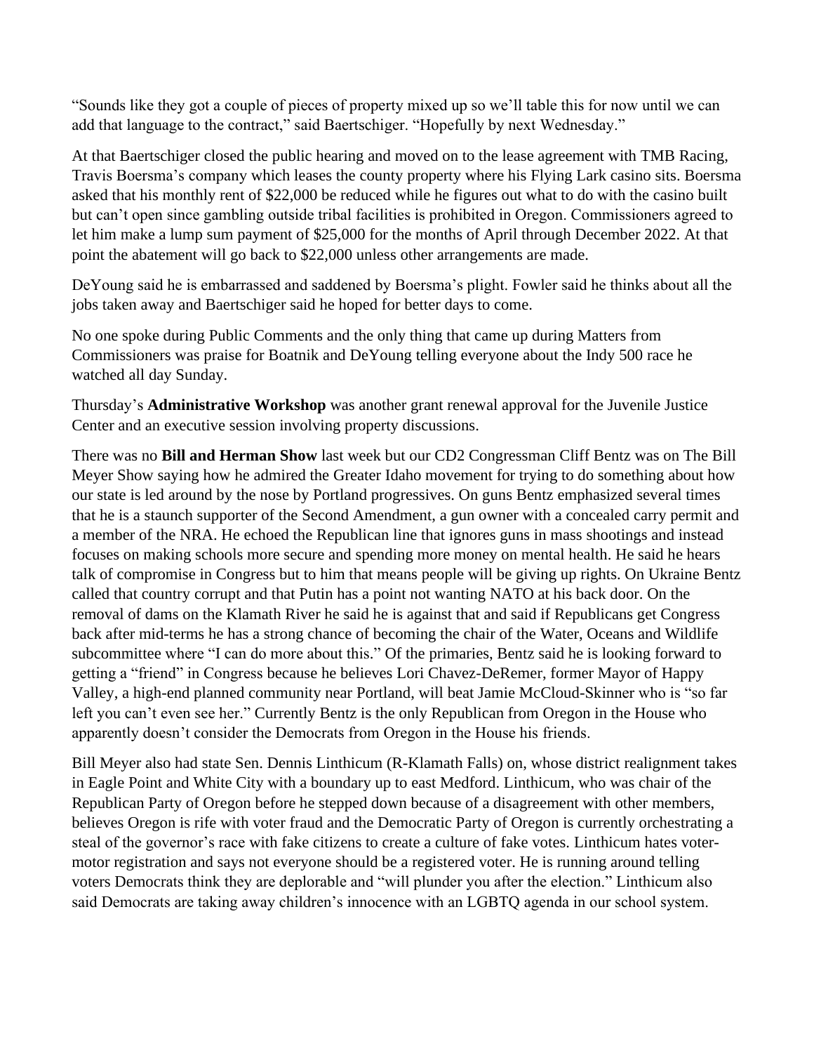"Sounds like they got a couple of pieces of property mixed up so we'll table this for now until we can add that language to the contract," said Baertschiger. "Hopefully by next Wednesday."

At that Baertschiger closed the public hearing and moved on to the lease agreement with TMB Racing, Travis Boersma's company which leases the county property where his Flying Lark casino sits. Boersma asked that his monthly rent of $22,000 be reduced while he figures out what to do with the casino built but can't open since gambling outside tribal facilities is prohibited in Oregon. Commissioners agreed to let him make a lump sum payment of $25,000 for the months of April through December 2022. At that point the abatement will go back to $22,000 unless other arrangements are made.

DeYoung said he is embarrassed and saddened by Boersma's plight. Fowler said he thinks about all the jobs taken away and Baertschiger said he hoped for better days to come.

No one spoke during Public Comments and the only thing that came up during Matters from Commissioners was praise for Boatnik and DeYoung telling everyone about the Indy 500 race he watched all day Sunday.

Thursday's **Administrative Workshop** was another grant renewal approval for the Juvenile Justice Center and an executive session involving property discussions.

There was no **Bill and Herman Show** last week but our CD2 Congressman Cliff Bentz was on The Bill Meyer Show saying how he admired the Greater Idaho movement for trying to do something about how our state is led around by the nose by Portland progressives. On guns Bentz emphasized several times that he is a staunch supporter of the Second Amendment, a gun owner with a concealed carry permit and a member of the NRA. He echoed the Republican line that ignores guns in mass shootings and instead focuses on making schools more secure and spending more money on mental health. He said he hears talk of compromise in Congress but to him that means people will be giving up rights. On Ukraine Bentz called that country corrupt and that Putin has a point not wanting NATO at his back door. On the removal of dams on the Klamath River he said he is against that and said if Republicans get Congress back after mid-terms he has a strong chance of becoming the chair of the Water, Oceans and Wildlife subcommittee where "I can do more about this." Of the primaries, Bentz said he is looking forward to getting a "friend" in Congress because he believes Lori Chavez-DeRemer, former Mayor of Happy Valley, a high-end planned community near Portland, will beat Jamie McCloud-Skinner who is "so far left you can't even see her." Currently Bentz is the only Republican from Oregon in the House who apparently doesn't consider the Democrats from Oregon in the House his friends.

Bill Meyer also had state Sen. Dennis Linthicum (R-Klamath Falls) on, whose district realignment takes in Eagle Point and White City with a boundary up to east Medford. Linthicum, who was chair of the Republican Party of Oregon before he stepped down because of a disagreement with other members, believes Oregon is rife with voter fraud and the Democratic Party of Oregon is currently orchestrating a steal of the governor's race with fake citizens to create a culture of fake votes. Linthicum hates voter-motor registration and says not everyone should be a registered voter. He is running around telling voters Democrats think they are deplorable and "will plunder you after the election." Linthicum also said Democrats are taking away children's innocence with an LGBTQ agenda in our school system.